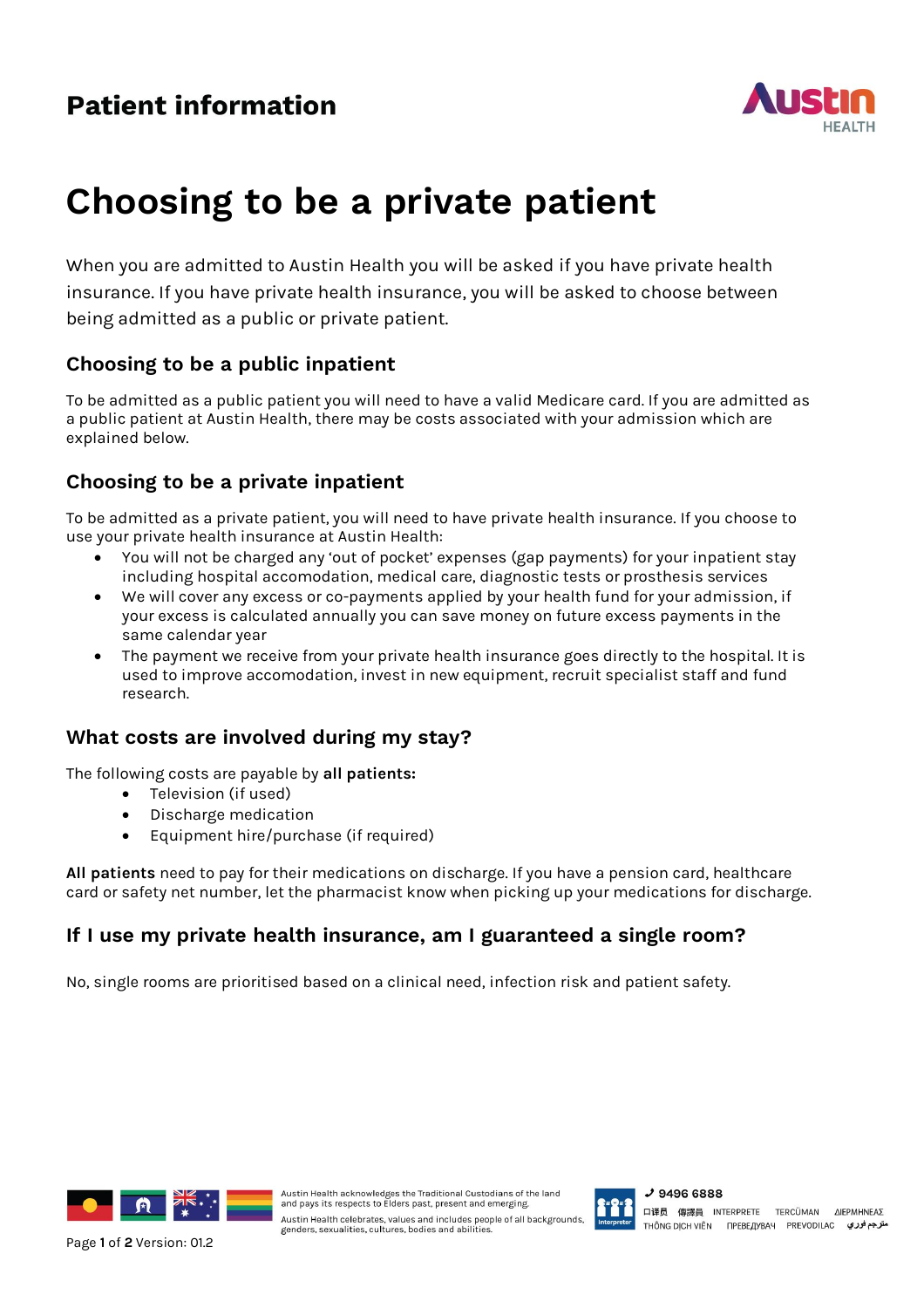**Patient information**

# Choosing to be a private patient

When you are admitted to Austin Health you will be asked if you have private health insurance. If you have private health insurance, you will be asked to choose between being admitted as a public or private patient.

## Choosing to be a public inpatient

To be admitted as a public patient you will need to have a valid Medicare card. If you are admitted as a public patient at Austin Health, there may be costs associated with your admission which are explained below.

## Choosing to be a private inpatient

To be admitted as a private patient, you will need to have private health insurance. If you choose to use your private health insurance at Austin Health:

- You will not be charged any 'out of pocket' expenses (gap payments) for your inpatient stay including hospital accomodation, medical care, diagnostic tests or prosthesis services
- We will cover any excess or co-payments applied by your health fund for your admission, if your excess is calculated annually you can save money on future excess payments in the same calendar year
- The payment we receive from your private health insurance goes directly to the hospital. It is used to improve accomodation, invest in new equipment, recruit specialist staff and fund research.

## What costs are involved during my stay?

The following costs are payable by **all patients:**

- Television (if used)
- Discharge medication
- Equipment hire/purchase (if required)

**All patients** need to pay for their medications on discharge. If you have a pension card, healthcare card or safety net number, let the pharmacist know when picking up your medications for discharge.

## If I use my private health insurance, am I guaranteed a single room?

No, single rooms are prioritised based on a clinical need, infection risk and patient safety.

Austin Health acknowledges the Traditional Custodians of the land and pays its respects to Elders past, present and emerging.

Austin Health celebrates, values and includes people of all backgrounds, genders, sexualities, cultures, bodies and abilities.

Interpreter ✆ 9496 6888
口译员 傳譯員 INTERPRETE TERCÜMAN ΔΙΕΡΜΗΝΕΑΣ THÔNG DỊCH VIÊN ПРЕВЕДУВАЧ PREVODILAC مترجم فوري

Version: 01.2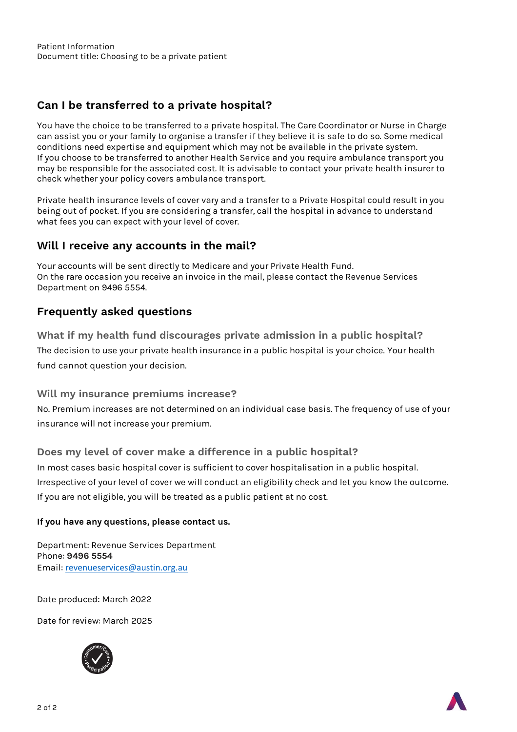Patient Information
Document title: Choosing to be a private patient

## Can I be transferred to a private hospital?

You have the choice to be transferred to a private hospital. The Care Coordinator or Nurse in Charge can assist you or your family to organise a transfer if they believe it is safe to do so. Some medical conditions need expertise and equipment which may not be available in the private system.
If you choose to be transferred to another Health Service and you require ambulance transport you may be responsible for the associated cost. It is advisable to contact your private health insurer to check whether your policy covers ambulance transport.

Private health insurance levels of cover vary and a transfer to a Private Hospital could result in you being out of pocket. If you are considering a transfer, call the hospital in advance to understand what fees you can expect with your level of cover.

## Will I receive any accounts in the mail?

Your accounts will be sent directly to Medicare and your Private Health Fund.
On the rare occasion you receive an invoice in the mail, please contact the Revenue Services Department on 9496 5554.

## Frequently asked questions

### What if my health fund discourages private admission in a public hospital?

The decision to use your private health insurance in a public hospital is your choice. Your health fund cannot question your decision.

### Will my insurance premiums increase?

No. Premium increases are not determined on an individual case basis. The frequency of use of your insurance will not increase your premium.

### Does my level of cover make a difference in a public hospital?

In most cases basic hospital cover is sufficient to cover hospitalisation in a public hospital. Irrespective of your level of cover we will conduct an eligibility check and let you know the outcome. If you are not eligible, you will be treated as a public patient at no cost.

**If you have any questions, please contact us.**

Department: Revenue Services Department
Phone: **9496 5554**
Email: revenueservices@austin.org.au

Date produced: March 2022

Date for review: March 2025